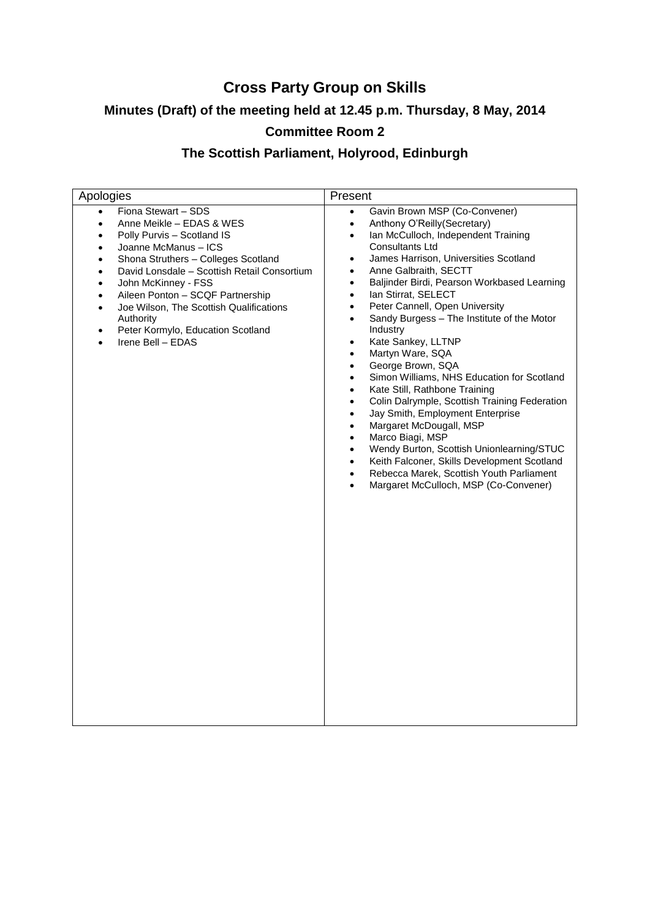# Cross Party Group on Skills

## Minutes (Draft) of the meeting held at 12.45 p.m. Thursday, 8 May, 2014

## Committee Room 2

## The Scottish Parliament, Holyrood, Edinburgh

| Apologies | Present |
|---|---|
| • Fiona Stewart – SDS<br>• Anne Meikle – EDAS & WES<br>• Polly Purvis – Scotland IS<br>• Joanne McManus – ICS<br>• Shona Struthers – Colleges Scotland<br>• David Lonsdale – Scottish Retail Consortium<br>• John McKinney - FSS<br>• Aileen Ponton – SCQF Partnership<br>• Joe Wilson, The Scottish Qualifications Authority<br>• Peter Kormylo, Education Scotland<br>• Irene Bell – EDAS | • Gavin Brown MSP (Co-Convener)<br>• Anthony O'Reilly(Secretary)<br>• Ian McCulloch, Independent Training Consultants Ltd<br>• James Harrison, Universities Scotland<br>• Anne Galbraith, SECTT<br>• Baljinder Birdi, Pearson Workbased Learning<br>• Ian Stirrat, SELECT<br>• Peter Cannell, Open University<br>• Sandy Burgess – The Institute of the Motor Industry<br>• Kate Sankey, LLTNP<br>• Martyn Ware, SQA<br>• George Brown, SQA<br>• Simon Williams, NHS Education for Scotland<br>• Kate Still, Rathbone Training<br>• Colin Dalrymple, Scottish Training Federation<br>• Jay Smith, Employment Enterprise<br>• Margaret McDougall, MSP<br>• Marco Biagi, MSP<br>• Wendy Burton, Scottish Unionlearning/STUC<br>• Keith Falconer, Skills Development Scotland<br>• Rebecca Marek, Scottish Youth Parliament<br>• Margaret McCulloch, MSP (Co-Convener) |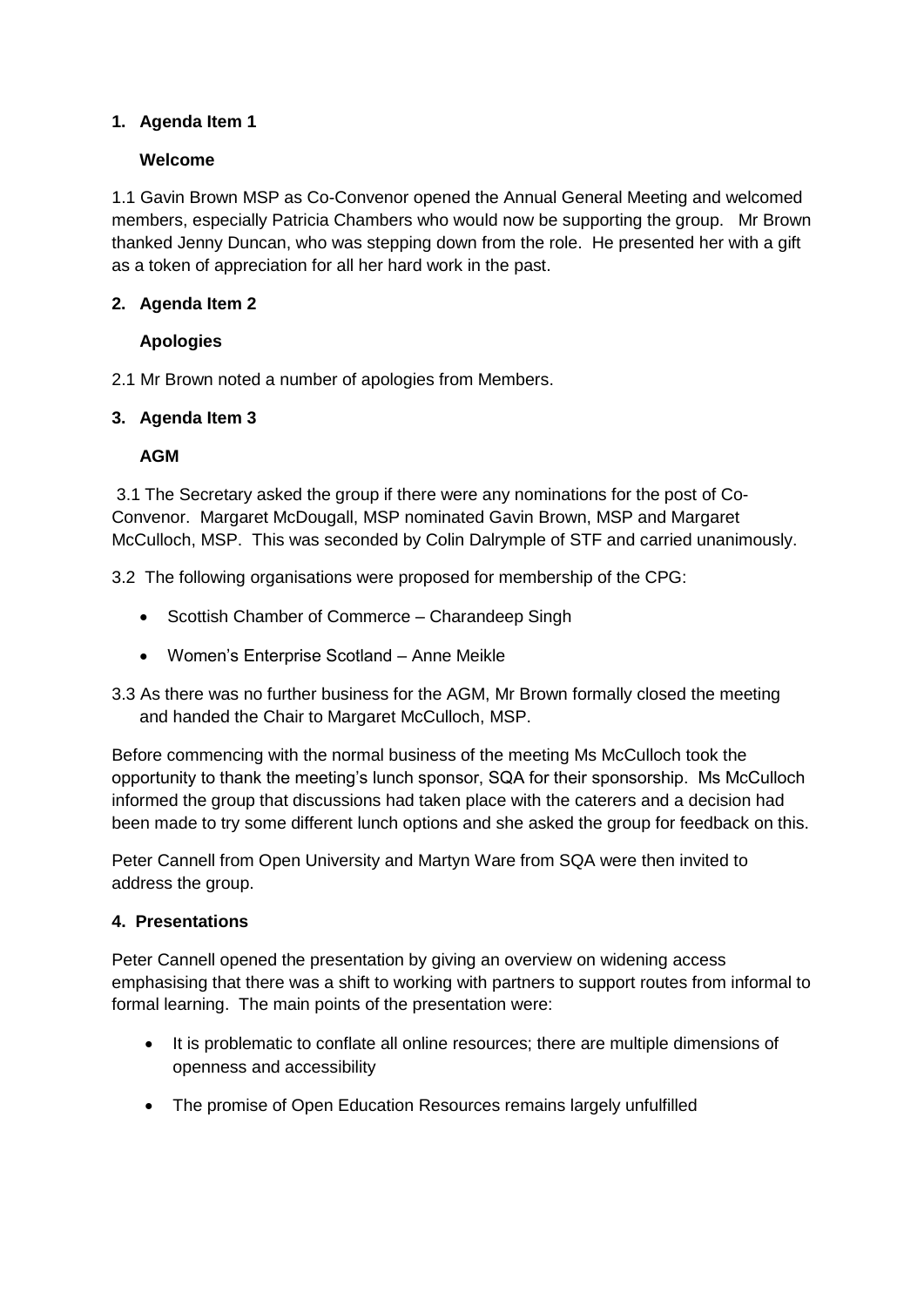1. **Agenda Item 1**

   **Welcome**

1.1 Gavin Brown MSP as Co-Convenor opened the Annual General Meeting and welcomed members, especially Patricia Chambers who would now be supporting the group. Mr Brown thanked Jenny Duncan, who was stepping down from the role. He presented her with a gift as a token of appreciation for all her hard work in the past.

2. **Agenda Item 2**

   **Apologies**

2.1 Mr Brown noted a number of apologies from Members.

3. **Agenda Item 3**

   **AGM**

3.1 The Secretary asked the group if there were any nominations for the post of Co-Convenor. Margaret McDougall, MSP nominated Gavin Brown, MSP and Margaret McCulloch, MSP. This was seconded by Colin Dalrymple of STF and carried unanimously.

3.2 The following organisations were proposed for membership of the CPG:

- Scottish Chamber of Commerce – Charandeep Singh
- Women's Enterprise Scotland – Anne Meikle

3.3 As there was no further business for the AGM, Mr Brown formally closed the meeting and handed the Chair to Margaret McCulloch, MSP.

Before commencing with the normal business of the meeting Ms McCulloch took the opportunity to thank the meeting's lunch sponsor, SQA for their sponsorship. Ms McCulloch informed the group that discussions had taken place with the caterers and a decision had been made to try some different lunch options and she asked the group for feedback on this.

Peter Cannell from Open University and Martyn Ware from SQA were then invited to address the group.

4. **Presentations**

Peter Cannell opened the presentation by giving an overview on widening access emphasising that there was a shift to working with partners to support routes from informal to formal learning. The main points of the presentation were:

- It is problematic to conflate all online resources; there are multiple dimensions of openness and accessibility
- The promise of Open Education Resources remains largely unfulfilled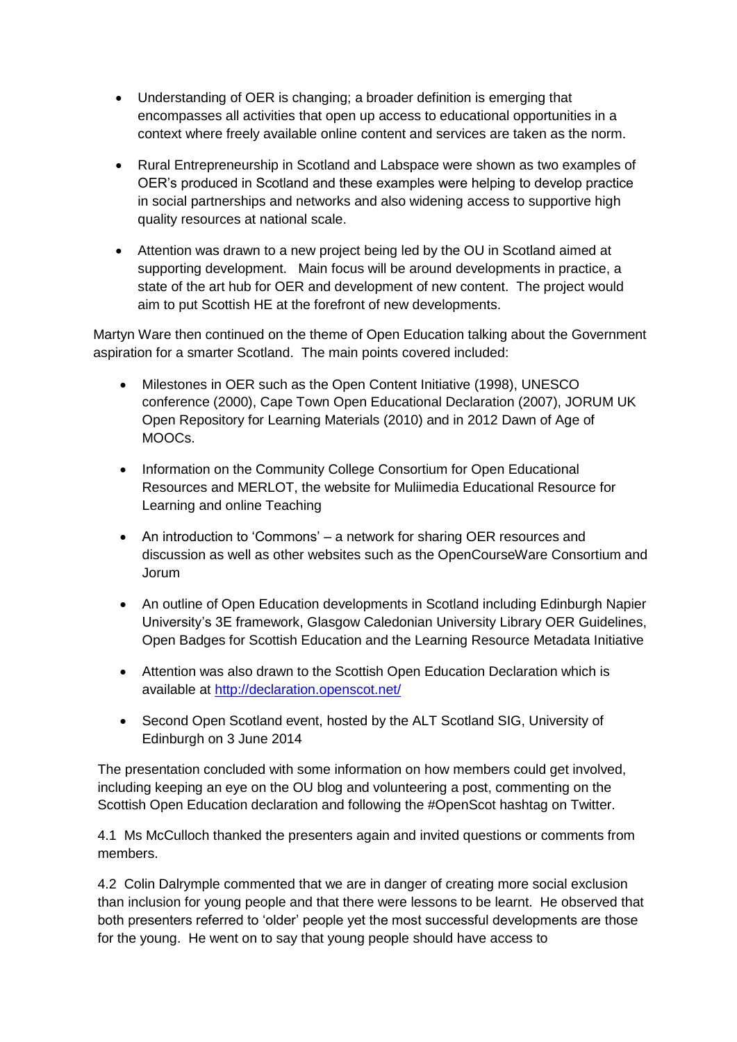- Understanding of OER is changing; a broader definition is emerging that encompasses all activities that open up access to educational opportunities in a context where freely available online content and services are taken as the norm.

- Rural Entrepreneurship in Scotland and Labspace were shown as two examples of OER's produced in Scotland and these examples were helping to develop practice in social partnerships and networks and also widening access to supportive high quality resources at national scale.

- Attention was drawn to a new project being led by the OU in Scotland aimed at supporting development. Main focus will be around developments in practice, a state of the art hub for OER and development of new content. The project would aim to put Scottish HE at the forefront of new developments.

Martyn Ware then continued on the theme of Open Education talking about the Government aspiration for a smarter Scotland. The main points covered included:

- Milestones in OER such as the Open Content Initiative (1998), UNESCO conference (2000), Cape Town Open Educational Declaration (2007), JORUM UK Open Repository for Learning Materials (2010) and in 2012 Dawn of Age of MOOCs.

- Information on the Community College Consortium for Open Educational Resources and MERLOT, the website for Muliimedia Educational Resource for Learning and online Teaching

- An introduction to 'Commons' – a network for sharing OER resources and discussion as well as other websites such as the OpenCourseWare Consortium and Jorum

- An outline of Open Education developments in Scotland including Edinburgh Napier University's 3E framework, Glasgow Caledonian University Library OER Guidelines, Open Badges for Scottish Education and the Learning Resource Metadata Initiative

- Attention was also drawn to the Scottish Open Education Declaration which is available at http://declaration.openscot.net/

- Second Open Scotland event, hosted by the ALT Scotland SIG, University of Edinburgh on 3 June 2014

The presentation concluded with some information on how members could get involved, including keeping an eye on the OU blog and volunteering a post, commenting on the Scottish Open Education declaration and following the #OpenScot hashtag on Twitter.

4.1 Ms McCulloch thanked the presenters again and invited questions or comments from members.

4.2 Colin Dalrymple commented that we are in danger of creating more social exclusion than inclusion for young people and that there were lessons to be learnt. He observed that both presenters referred to 'older' people yet the most successful developments are those for the young. He went on to say that young people should have access to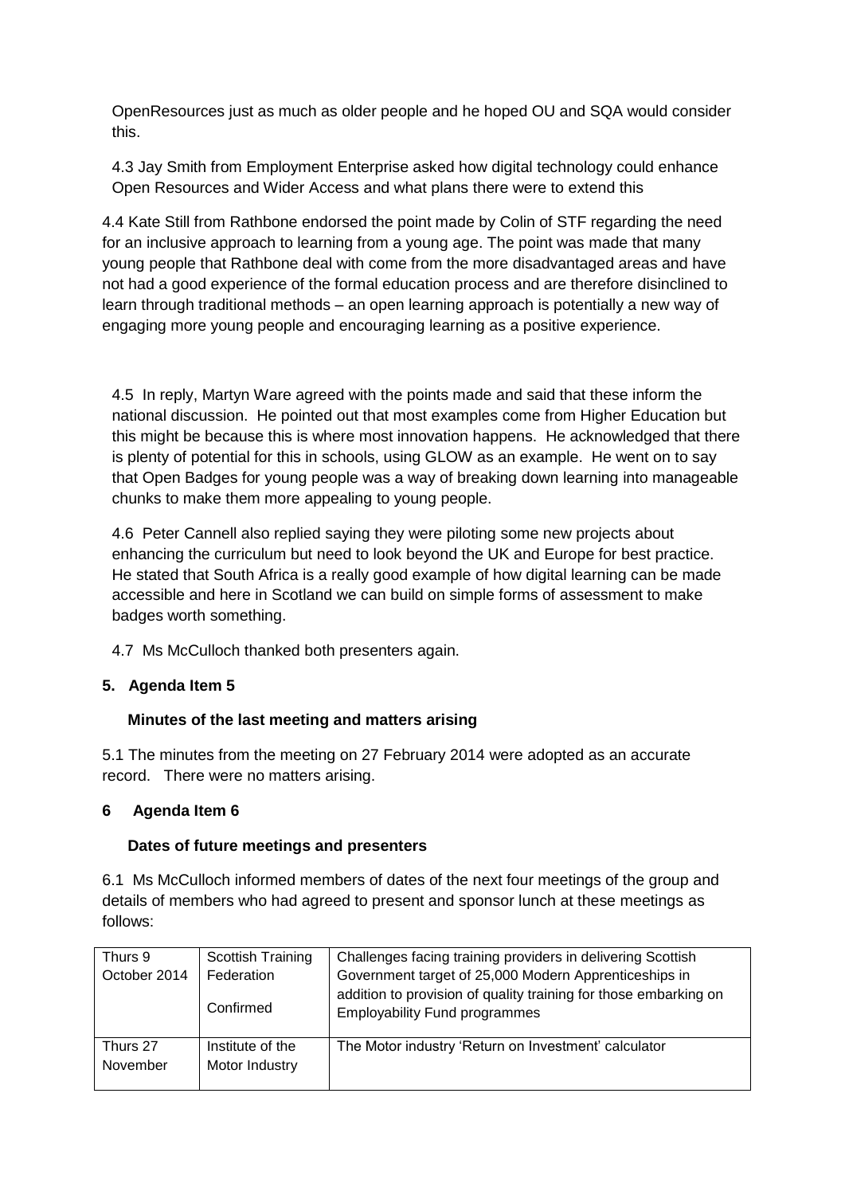OpenResources just as much as older people and he hoped OU and SQA would consider this.

4.3 Jay Smith from Employment Enterprise asked how digital technology could enhance Open Resources and Wider Access and what plans there were to extend this

4.4 Kate Still from Rathbone endorsed the point made by Colin of STF regarding the need for an inclusive approach to learning from a young age. The point was made that many young people that Rathbone deal with come from the more disadvantaged areas and have not had a good experience of the formal education process and are therefore disinclined to learn through traditional methods – an open learning approach is potentially a new way of engaging more young people and encouraging learning as a positive experience.

4.5 In reply, Martyn Ware agreed with the points made and said that these inform the national discussion. He pointed out that most examples come from Higher Education but this might be because this is where most innovation happens. He acknowledged that there is plenty of potential for this in schools, using GLOW as an example. He went on to say that Open Badges for young people was a way of breaking down learning into manageable chunks to make them more appealing to young people.

4.6 Peter Cannell also replied saying they were piloting some new projects about enhancing the curriculum but need to look beyond the UK and Europe for best practice. He stated that South Africa is a really good example of how digital learning can be made accessible and here in Scotland we can build on simple forms of assessment to make badges worth something.

4.7 Ms McCulloch thanked both presenters again.

## 5. Agenda Item 5

### Minutes of the last meeting and matters arising

5.1 The minutes from the meeting on 27 February 2014 were adopted as an accurate record. There were no matters arising.

## 6 Agenda Item 6

### Dates of future meetings and presenters

6.1 Ms McCulloch informed members of dates of the next four meetings of the group and details of members who had agreed to present and sponsor lunch at these meetings as follows:

| | | |
|---|---|---|
| Thurs 9 October 2014 | Scottish Training Federation<br><br>Confirmed | Challenges facing training providers in delivering Scottish Government target of 25,000 Modern Apprenticeships in addition to provision of quality training for those embarking on Employability Fund programmes |
| Thurs 27 November | Institute of the Motor Industry | The Motor industry 'Return on Investment' calculator |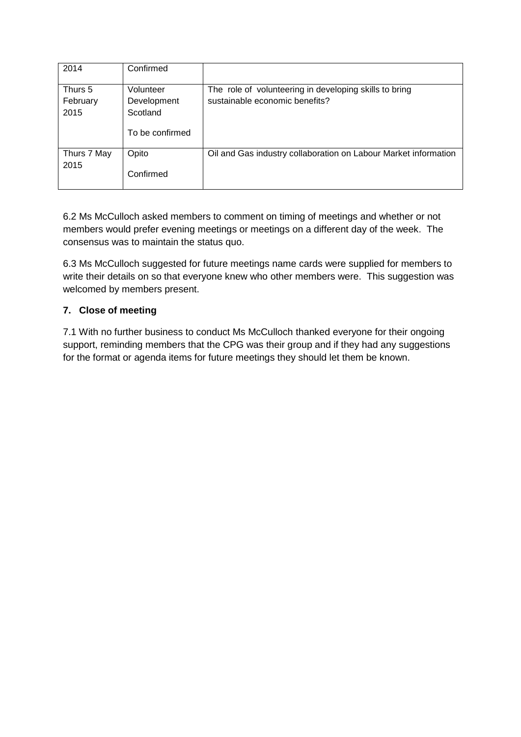| | | |
|---|---|---|
| 2014 | Confirmed | |
| Thurs 5 February 2015 | Volunteer Development Scotland<br><br>To be confirmed | The role of volunteering in developing skills to bring sustainable economic benefits? |
| Thurs 7 May 2015 | Opito<br><br>Confirmed | Oil and Gas industry collaboration on Labour Market information |

6.2 Ms McCulloch asked members to comment on timing of meetings and whether or not members would prefer evening meetings or meetings on a different day of the week. The consensus was to maintain the status quo.

6.3 Ms McCulloch suggested for future meetings name cards were supplied for members to write their details on so that everyone knew who other members were. This suggestion was welcomed by members present.

**7. Close of meeting**

7.1 With no further business to conduct Ms McCulloch thanked everyone for their ongoing support, reminding members that the CPG was their group and if they had any suggestions for the format or agenda items for future meetings they should let them be known.